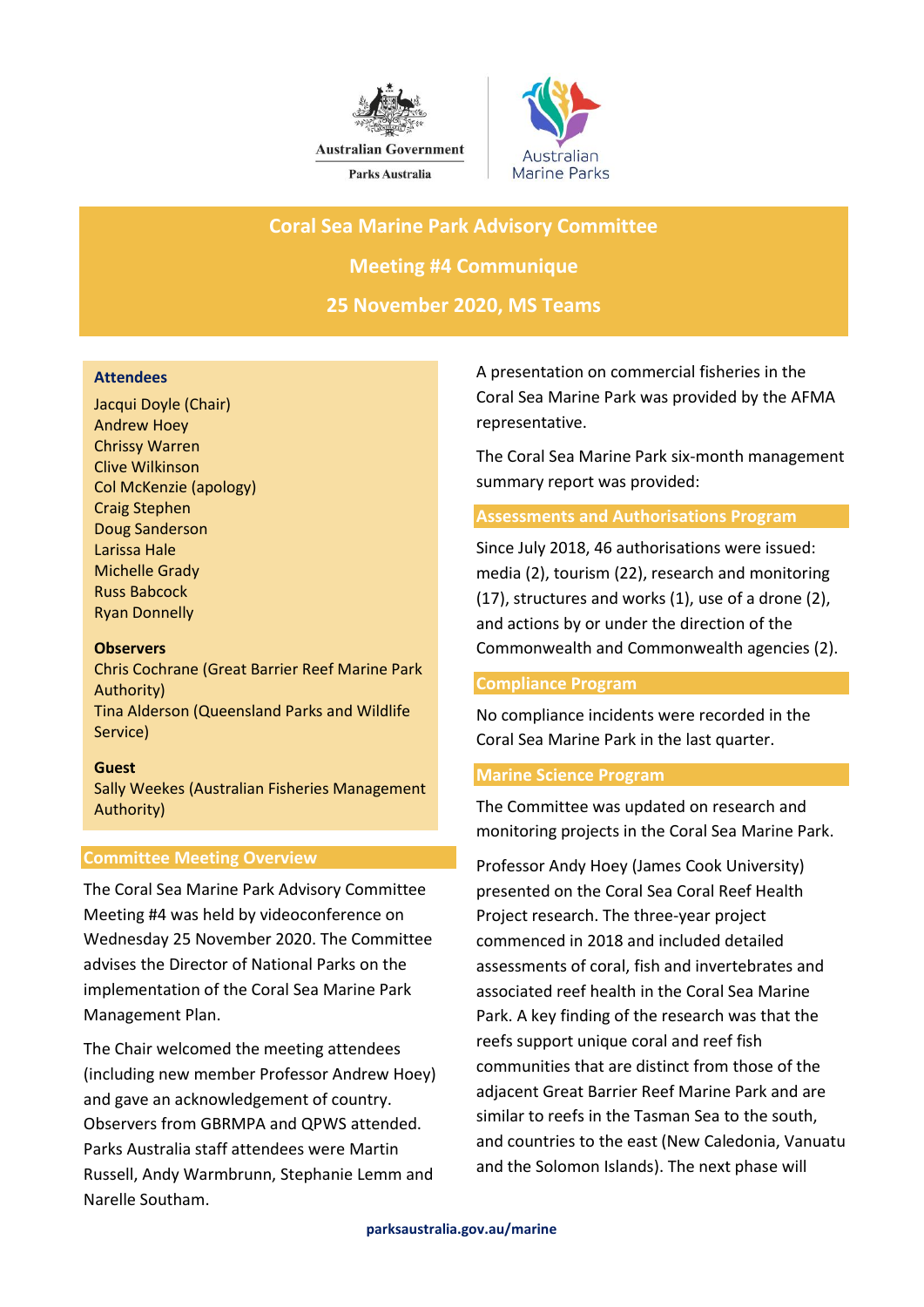Australian Government

Parks Australia

Australian Marine Parks

# Coral Sea Marine Park Advisory Committee

## Meeting #4 Communique

## 25 November 2020, MS Teams

**Attendees**

Jacqui Doyle (Chair)
Andrew Hoey
Chrissy Warren
Clive Wilkinson
Col McKenzie (apology)
Craig Stephen
Doug Sanderson
Larissa Hale
Michelle Grady
Russ Babcock
Ryan Donnelly

**Observers**

Chris Cochrane (Great Barrier Reef Marine Park Authority)
Tina Alderson (Queensland Parks and Wildlife Service)

**Guest**

Sally Weekes (Australian Fisheries Management Authority)

### Committee Meeting Overview

The Coral Sea Marine Park Advisory Committee Meeting #4 was held by videoconference on Wednesday 25 November 2020. The Committee advises the Director of National Parks on the implementation of the Coral Sea Marine Park Management Plan.

The Chair welcomed the meeting attendees (including new member Professor Andrew Hoey) and gave an acknowledgement of country. Observers from GBRMPA and QPWS attended. Parks Australia staff attendees were Martin Russell, Andy Warmbrunn, Stephanie Lemm and Narelle Southam.

A presentation on commercial fisheries in the Coral Sea Marine Park was provided by the AFMA representative.

The Coral Sea Marine Park six-month management summary report was provided:

### Assessments and Authorisations Program

Since July 2018, 46 authorisations were issued: media (2), tourism (22), research and monitoring (17), structures and works (1), use of a drone (2), and actions by or under the direction of the Commonwealth and Commonwealth agencies (2).

### Compliance Program

No compliance incidents were recorded in the Coral Sea Marine Park in the last quarter.

### Marine Science Program

The Committee was updated on research and monitoring projects in the Coral Sea Marine Park.

Professor Andy Hoey (James Cook University) presented on the Coral Sea Coral Reef Health Project research. The three-year project commenced in 2018 and included detailed assessments of coral, fish and invertebrates and associated reef health in the Coral Sea Marine Park. A key finding of the research was that the reefs support unique coral and reef fish communities that are distinct from those of the adjacent Great Barrier Reef Marine Park and are similar to reefs in the Tasman Sea to the south, and countries to the east (New Caledonia, Vanuatu and the Solomon Islands). The next phase will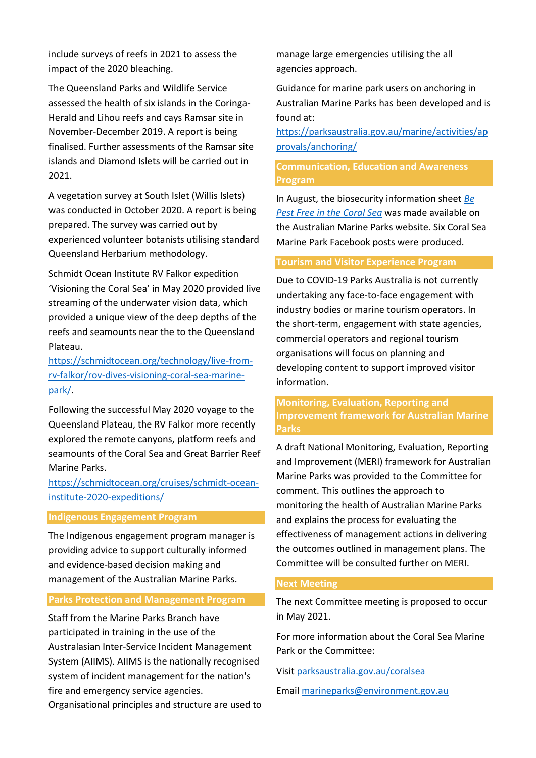include surveys of reefs in 2021 to assess the impact of the 2020 bleaching.

The Queensland Parks and Wildlife Service assessed the health of six islands in the Coringa-Herald and Lihou reefs and cays Ramsar site in November-December 2019. A report is being finalised. Further assessments of the Ramsar site islands and Diamond Islets will be carried out in 2021.

A vegetation survey at South Islet (Willis Islets) was conducted in October 2020. A report is being prepared. The survey was carried out by experienced volunteer botanists utilising standard Queensland Herbarium methodology.

Schmidt Ocean Institute RV Falkor expedition 'Visioning the Coral Sea' in May 2020 provided live streaming of the underwater vision data, which provided a unique view of the deep depths of the reefs and seamounts near the to the Queensland Plateau.

https://schmidtocean.org/technology/live-from-rv-falkor/rov-dives-visioning-coral-sea-marine-park/.

Following the successful May 2020 voyage to the Queensland Plateau, the RV Falkor more recently explored the remote canyons, platform reefs and seamounts of the Coral Sea and Great Barrier Reef Marine Parks.

https://schmidtocean.org/cruises/schmidt-ocean-institute-2020-expeditions/

## Indigenous Engagement Program

The Indigenous engagement program manager is providing advice to support culturally informed and evidence-based decision making and management of the Australian Marine Parks.

## Parks Protection and Management Program

Staff from the Marine Parks Branch have participated in training in the use of the Australasian Inter-Service Incident Management System (AIIMS). AIIMS is the nationally recognised system of incident management for the nation's fire and emergency service agencies. Organisational principles and structure are used to manage large emergencies utilising the all agencies approach.

Guidance for marine park users on anchoring in Australian Marine Parks has been developed and is found at:

https://parksaustralia.gov.au/marine/activities/approvals/anchoring/

## Communication, Education and Awareness Program

In August, the biosecurity information sheet *Be Pest Free in the Coral Sea* was made available on the Australian Marine Parks website. Six Coral Sea Marine Park Facebook posts were produced.

## Tourism and Visitor Experience Program

Due to COVID-19 Parks Australia is not currently undertaking any face-to-face engagement with industry bodies or marine tourism operators. In the short-term, engagement with state agencies, commercial operators and regional tourism organisations will focus on planning and developing content to support improved visitor information.

## Monitoring, Evaluation, Reporting and Improvement framework for Australian Marine Parks

A draft National Monitoring, Evaluation, Reporting and Improvement (MERI) framework for Australian Marine Parks was provided to the Committee for comment. This outlines the approach to monitoring the health of Australian Marine Parks and explains the process for evaluating the effectiveness of management actions in delivering the outcomes outlined in management plans. The Committee will be consulted further on MERI.

## Next Meeting

The next Committee meeting is proposed to occur in May 2021.

For more information about the Coral Sea Marine Park or the Committee:

Visit parksaustralia.gov.au/coralsea

Email marineparks@environment.gov.au